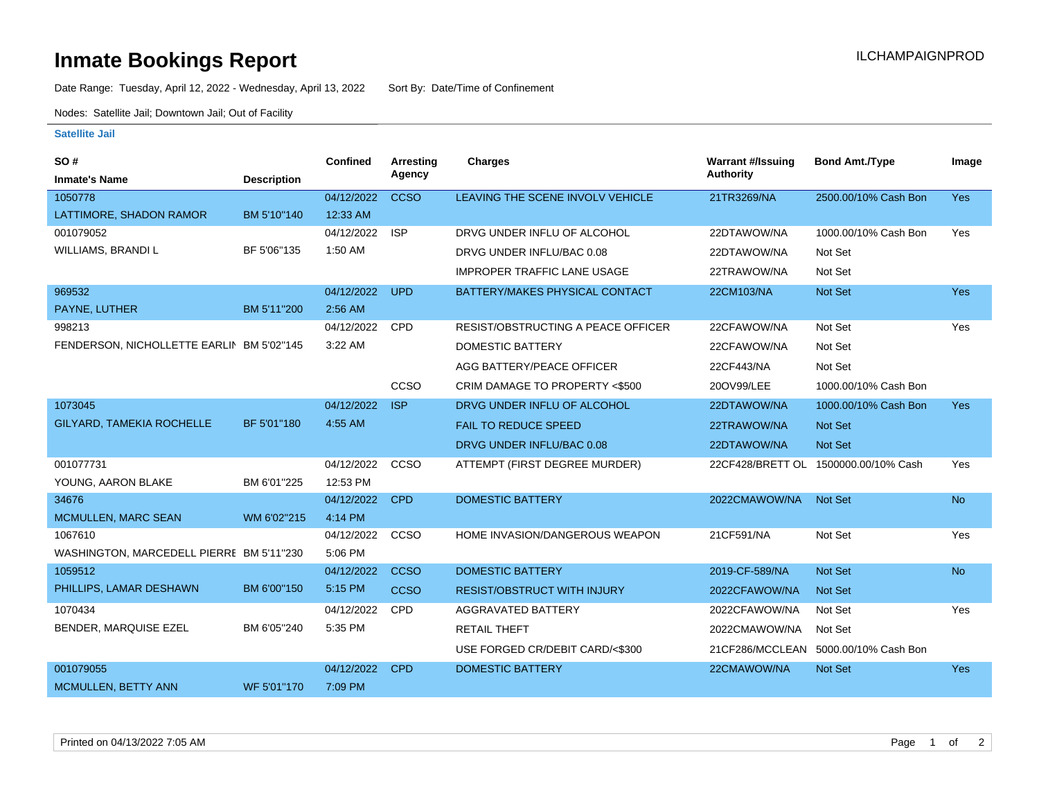# Inmate Bookings Report

ILCHAMPAIGNPROD

Date Range: Tuesday, April 12, 2022 - Wednesday, April 13, 2022    Sort By: Date/Time of Confinement

Nodes: Satellite Jail; Downtown Jail; Out of Facility

## Satellite Jail

| SO # / Inmate's Name | Description | Confined | Arresting Agency | Charges | Warrant #/Issuing Authority | Bond Amt./Type | Image |
|---|---|---|---|---|---|---|---|
| 1050778 LATTIMORE, SHADON RAMOR | BM 5'10"140 | 04/12/2022 12:33 AM | CCSO | LEAVING THE SCENE INVOLV VEHICLE | 21TR3269/NA | 2500.00/10% Cash Bon | Yes |
| 001079052 WILLIAMS, BRANDI L | BF 5'06"135 | 04/12/2022 1:50 AM | ISP | DRVG UNDER INFLU OF ALCOHOL | 22DTAWOW/NA | 1000.00/10% Cash Bon | Yes |
| | | | | DRVG UNDER INFLU/BAC 0.08 | 22DTAWOW/NA | Not Set | |
| | | | | IMPROPER TRAFFIC LANE USAGE | 22TRAWOW/NA | Not Set | |
| 969532 PAYNE, LUTHER | BM 5'11"200 | 04/12/2022 2:56 AM | UPD | BATTERY/MAKES PHYSICAL CONTACT | 22CM103/NA | Not Set | Yes |
| 998213 FENDERSON, NICHOLLETTE EARLIN | BM 5'02"145 | 04/12/2022 3:22 AM | CPD | RESIST/OBSTRUCTING A PEACE OFFICER | 22CFAWOW/NA | Not Set | Yes |
| | | | | DOMESTIC BATTERY | 22CFAWOW/NA | Not Set | |
| | | | | AGG BATTERY/PEACE OFFICER | 22CF443/NA | Not Set | |
| | | | CCSO | CRIM DAMAGE TO PROPERTY <$500 | 20OV99/LEE | 1000.00/10% Cash Bon | |
| 1073045 GILYARD, TAMEKIA ROCHELLE | BF 5'01"180 | 04/12/2022 4:55 AM | ISP | DRVG UNDER INFLU OF ALCOHOL | 22DTAWOW/NA | 1000.00/10% Cash Bon | Yes |
| | | | | FAIL TO REDUCE SPEED | 22TRAWOW/NA | Not Set | |
| | | | | DRVG UNDER INFLU/BAC 0.08 | 22DTAWOW/NA | Not Set | |
| 001077731 YOUNG, AARON BLAKE | BM 6'01"225 | 04/12/2022 12:53 PM | CCSO | ATTEMPT (FIRST DEGREE MURDER) | 22CF428/BRETT OL | 1500000.00/10% Cash | Yes |
| 34676 MCMULLEN, MARC SEAN | WM 6'02"215 | 04/12/2022 4:14 PM | CPD | DOMESTIC BATTERY | 2022CMAWOW/NA | Not Set | No |
| 1067610 WASHINGTON, MARCEDELL PIERRE | BM 5'11"230 | 04/12/2022 5:06 PM | CCSO | HOME INVASION/DANGEROUS WEAPON | 21CF591/NA | Not Set | Yes |
| 1059512 PHILLIPS, LAMAR DESHAWN | BM 6'00"150 | 04/12/2022 5:15 PM | CCSO | DOMESTIC BATTERY | 2019-CF-589/NA | Not Set | No |
| | | | CCSO | RESIST/OBSTRUCT WITH INJURY | 2022CFAWOW/NA | Not Set | |
| 1070434 BENDER, MARQUISE EZEL | BM 6'05"240 | 04/12/2022 5:35 PM | CPD | AGGRAVATED BATTERY | 2022CFAWOW/NA | Not Set | Yes |
| | | | | RETAIL THEFT | 2022CMAWOW/NA | Not Set | |
| | | | | USE FORGED CR/DEBIT CARD/<$300 | 21CF286/MCCLEAN | 5000.00/10% Cash Bon | |
| 001079055 MCMULLEN, BETTY ANN | WF 5'01"170 | 04/12/2022 7:09 PM | CPD | DOMESTIC BATTERY | 22CMAWOW/NA | Not Set | Yes |

Printed on 04/13/2022 7:05 AM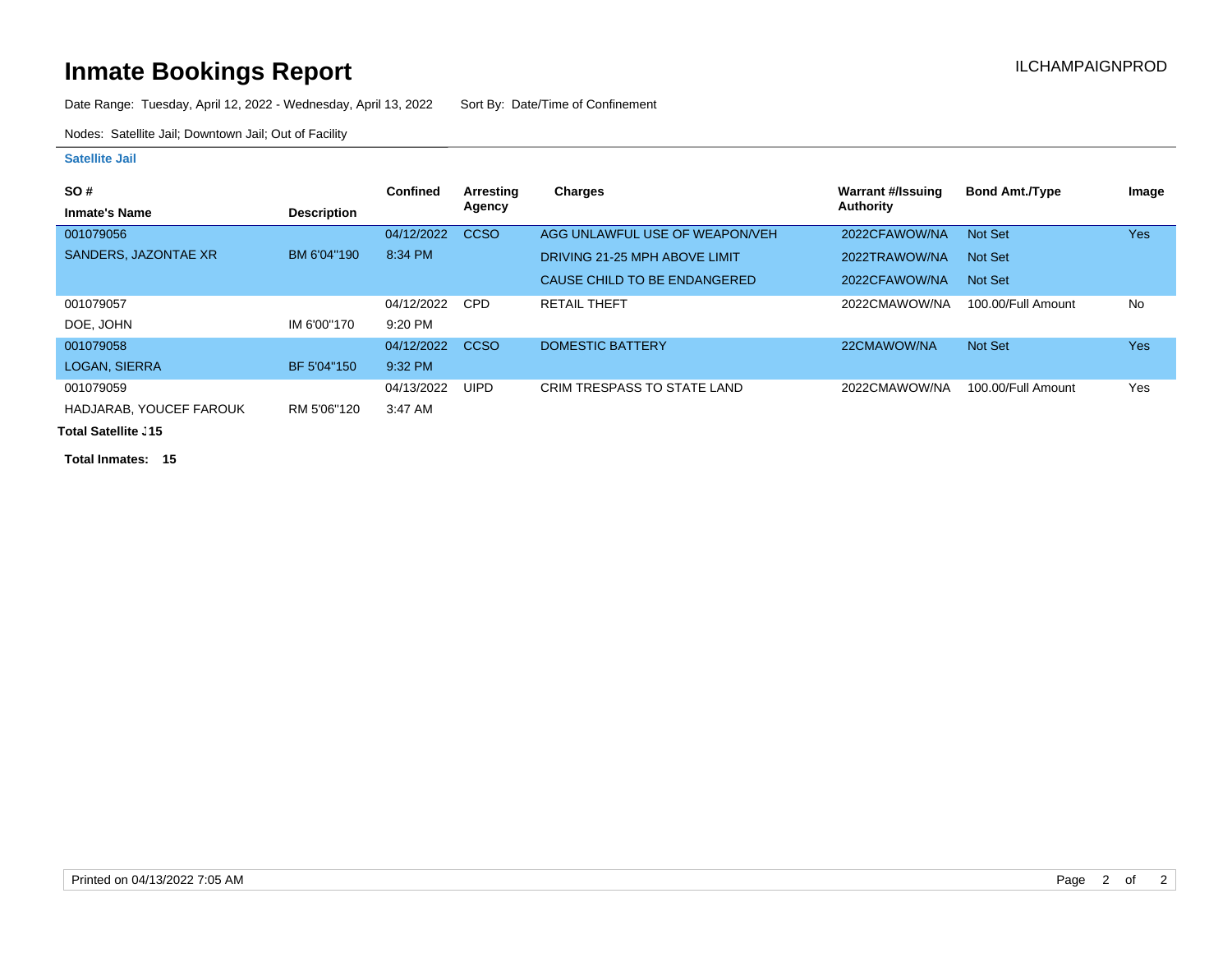# Inmate Bookings Report

ILCHAMPAIGNPROD

Date Range: Tuesday, April 12, 2022 - Wednesday, April 13, 2022     Sort By: Date/Time of Confinement

Nodes: Satellite Jail; Downtown Jail; Out of Facility

### Satellite Jail

| SO # / Inmate's Name | Description | Confined | Arresting Agency | Charges | Warrant #/Issuing Authority | Bond Amt./Type | Image |
|---|---|---|---|---|---|---|---|
| 001079056 SANDERS, JAZONTAE XR | BM 6'04"190 | 04/12/2022 8:34 PM | CCSO | AGG UNLAWFUL USE OF WEAPON/VEH | 2022CFAWOW/NA | Not Set | Yes |
| | | | | DRIVING 21-25 MPH ABOVE LIMIT | 2022TRAWOW/NA | Not Set | |
| | | | | CAUSE CHILD TO BE ENDANGERED | 2022CFAWOW/NA | Not Set | |
| 001079057 DOE, JOHN | IM 6'00"170 | 04/12/2022 9:20 PM | CPD | RETAIL THEFT | 2022CMAWOW/NA | 100.00/Full Amount | No |
| 001079058 LOGAN, SIERRA | BF 5'04"150 | 04/12/2022 9:32 PM | CCSO | DOMESTIC BATTERY | 22CMAWOW/NA | Not Set | Yes |
| 001079059 HADJARAB, YOUCEF FAROUK | RM 5'06"120 | 04/13/2022 3:47 AM | UIPD | CRIM TRESPASS TO STATE LAND | 2022CMAWOW/NA | 100.00/Full Amount | Yes |

**Total Satellite J 15**

**Total Inmates: 15**

Printed on 04/13/2022 7:05 AM